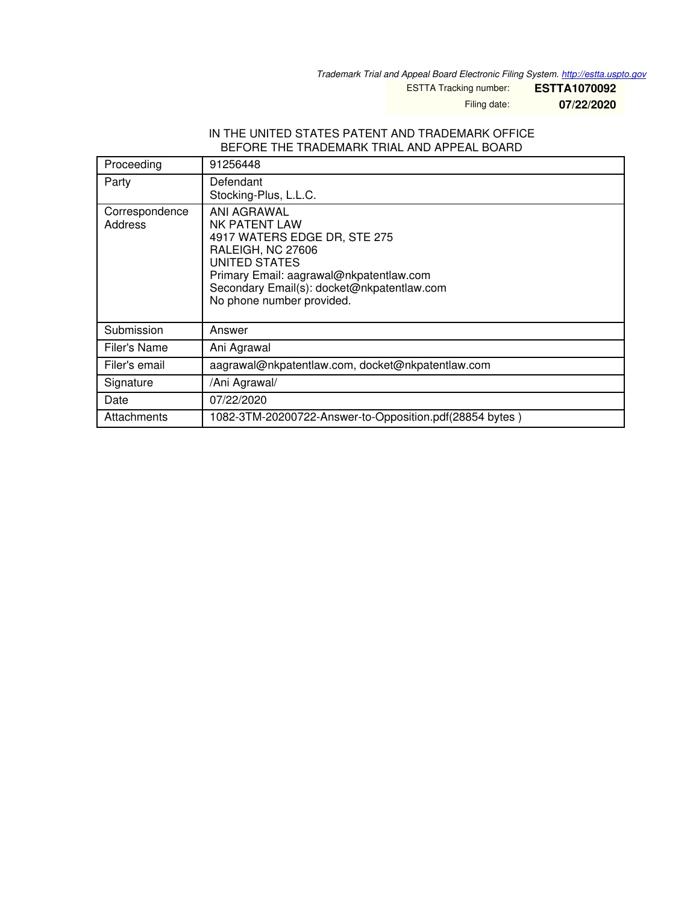*Trademark Trial and Appeal Board Electronic Filing System. http://estta.uspto.gov*

ESTTA Tracking number: **ESTTA1070092**

Filing date: **07/22/2020**

IN THE UNITED STATES PATENT AND TRADEMARK OFFICE
BEFORE THE TRADEMARK TRIAL AND APPEAL BOARD

| Proceeding | 91256448 |
|---|---|
| Party | Defendant<br>Stocking-Plus, L.L.C. |
| Correspondence Address | ANI AGRAWAL<br>NK PATENT LAW<br>4917 WATERS EDGE DR, STE 275<br>RALEIGH, NC 27606<br>UNITED STATES<br>Primary Email: aagrawal@nkpatentlaw.com<br>Secondary Email(s): docket@nkpatentlaw.com<br>No phone number provided. |
| Submission | Answer |
| Filer's Name | Ani Agrawal |
| Filer's email | aagrawal@nkpatentlaw.com, docket@nkpatentlaw.com |
| Signature | /Ani Agrawal/ |
| Date | 07/22/2020 |
| Attachments | 1082-3TM-20200722-Answer-to-Opposition.pdf(28854 bytes ) |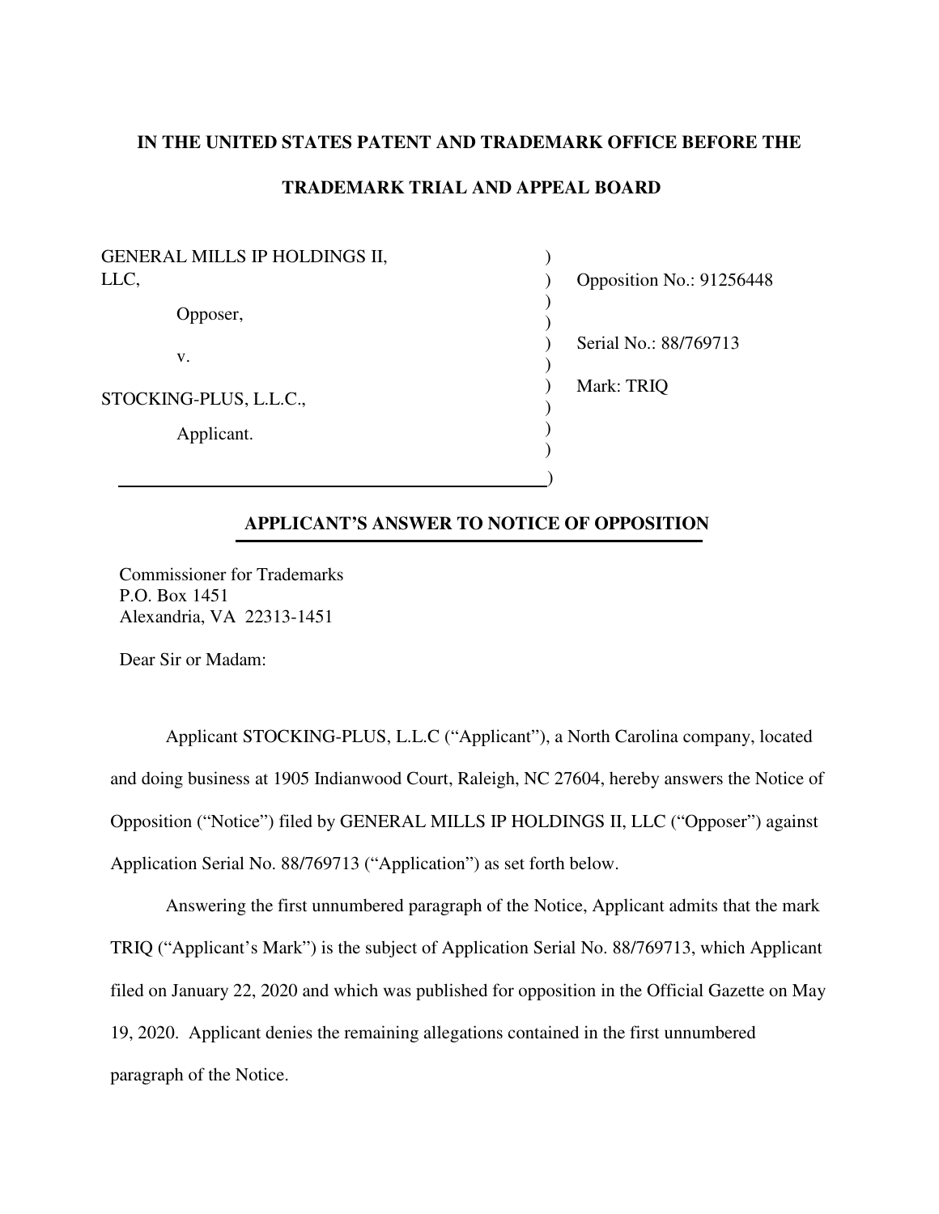**IN THE UNITED STATES PATENT AND TRADEMARK OFFICE BEFORE THE**

**TRADEMARK TRIAL AND APPEAL BOARD**

| | | |
|---|---|---|
| GENERAL MILLS IP HOLDINGS II, LLC, | ) | Opposition No.: 91256448 |
| Opposer, | ) | |
| v. | ) | Serial No.: 88/769713 |
| STOCKING-PLUS, L.L.C., | ) | Mark: TRIQ |
| Applicant. | ) | |

## APPLICANT'S ANSWER TO NOTICE OF OPPOSITION

Commissioner for Trademarks
P.O. Box 1451
Alexandria, VA 22313-1451

Dear Sir or Madam:

Applicant STOCKING-PLUS, L.L.C ("Applicant"), a North Carolina company, located and doing business at 1905 Indianwood Court, Raleigh, NC 27604, hereby answers the Notice of Opposition ("Notice") filed by GENERAL MILLS IP HOLDINGS II, LLC ("Opposer") against Application Serial No. 88/769713 ("Application") as set forth below.

Answering the first unnumbered paragraph of the Notice, Applicant admits that the mark TRIQ ("Applicant's Mark") is the subject of Application Serial No. 88/769713, which Applicant filed on January 22, 2020 and which was published for opposition in the Official Gazette on May 19, 2020. Applicant denies the remaining allegations contained in the first unnumbered paragraph of the Notice.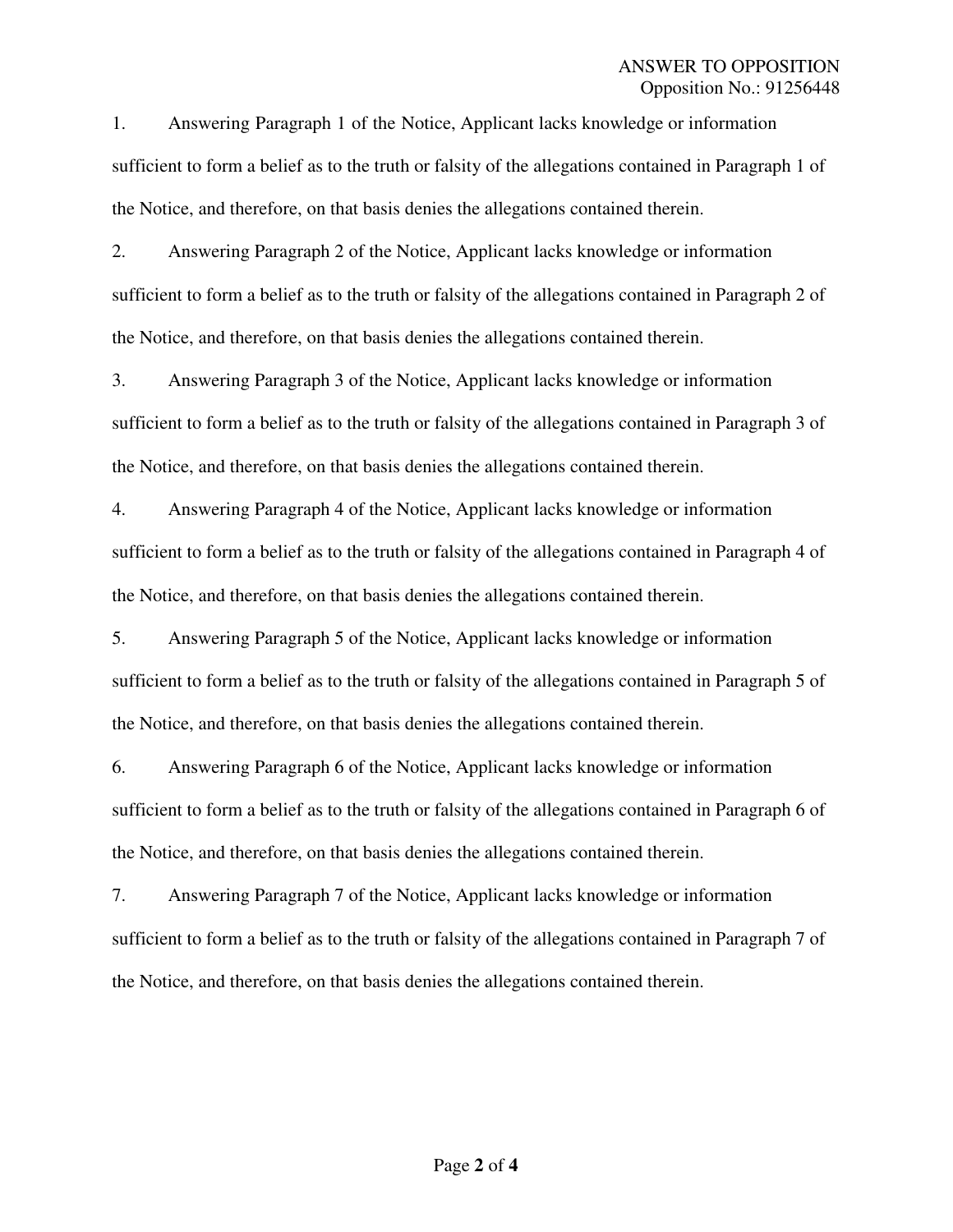1. Answering Paragraph 1 of the Notice, Applicant lacks knowledge or information sufficient to form a belief as to the truth or falsity of the allegations contained in Paragraph 1 of the Notice, and therefore, on that basis denies the allegations contained therein.

2. Answering Paragraph 2 of the Notice, Applicant lacks knowledge or information sufficient to form a belief as to the truth or falsity of the allegations contained in Paragraph 2 of the Notice, and therefore, on that basis denies the allegations contained therein.

3. Answering Paragraph 3 of the Notice, Applicant lacks knowledge or information sufficient to form a belief as to the truth or falsity of the allegations contained in Paragraph 3 of the Notice, and therefore, on that basis denies the allegations contained therein.

4. Answering Paragraph 4 of the Notice, Applicant lacks knowledge or information sufficient to form a belief as to the truth or falsity of the allegations contained in Paragraph 4 of the Notice, and therefore, on that basis denies the allegations contained therein.

5. Answering Paragraph 5 of the Notice, Applicant lacks knowledge or information sufficient to form a belief as to the truth or falsity of the allegations contained in Paragraph 5 of the Notice, and therefore, on that basis denies the allegations contained therein.

6. Answering Paragraph 6 of the Notice, Applicant lacks knowledge or information sufficient to form a belief as to the truth or falsity of the allegations contained in Paragraph 6 of the Notice, and therefore, on that basis denies the allegations contained therein.

7. Answering Paragraph 7 of the Notice, Applicant lacks knowledge or information sufficient to form a belief as to the truth or falsity of the allegations contained in Paragraph 7 of the Notice, and therefore, on that basis denies the allegations contained therein.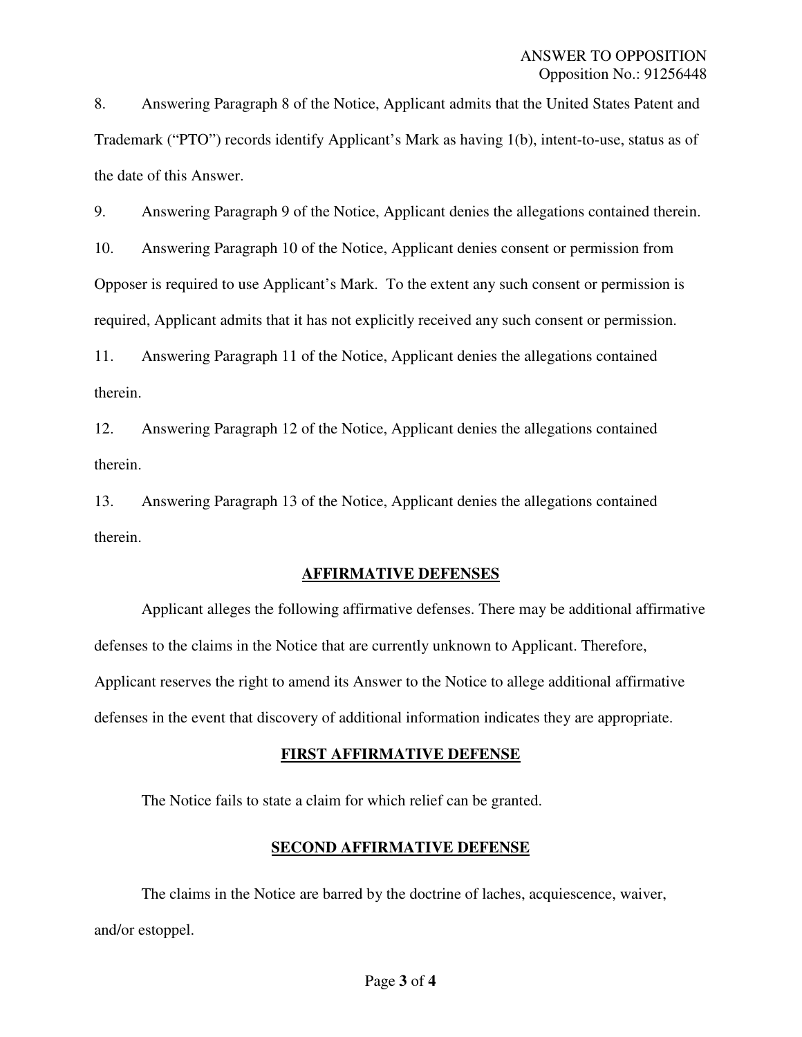8. Answering Paragraph 8 of the Notice, Applicant admits that the United States Patent and Trademark ("PTO") records identify Applicant's Mark as having 1(b), intent-to-use, status as of the date of this Answer.

9. Answering Paragraph 9 of the Notice, Applicant denies the allegations contained therein.

10. Answering Paragraph 10 of the Notice, Applicant denies consent or permission from Opposer is required to use Applicant's Mark. To the extent any such consent or permission is required, Applicant admits that it has not explicitly received any such consent or permission.

11. Answering Paragraph 11 of the Notice, Applicant denies the allegations contained therein.

12. Answering Paragraph 12 of the Notice, Applicant denies the allegations contained therein.

13. Answering Paragraph 13 of the Notice, Applicant denies the allegations contained therein.

## AFFIRMATIVE DEFENSES

Applicant alleges the following affirmative defenses. There may be additional affirmative defenses to the claims in the Notice that are currently unknown to Applicant. Therefore, Applicant reserves the right to amend its Answer to the Notice to allege additional affirmative defenses in the event that discovery of additional information indicates they are appropriate.

### FIRST AFFIRMATIVE DEFENSE

The Notice fails to state a claim for which relief can be granted.

### SECOND AFFIRMATIVE DEFENSE

The claims in the Notice are barred by the doctrine of laches, acquiescence, waiver, and/or estoppel.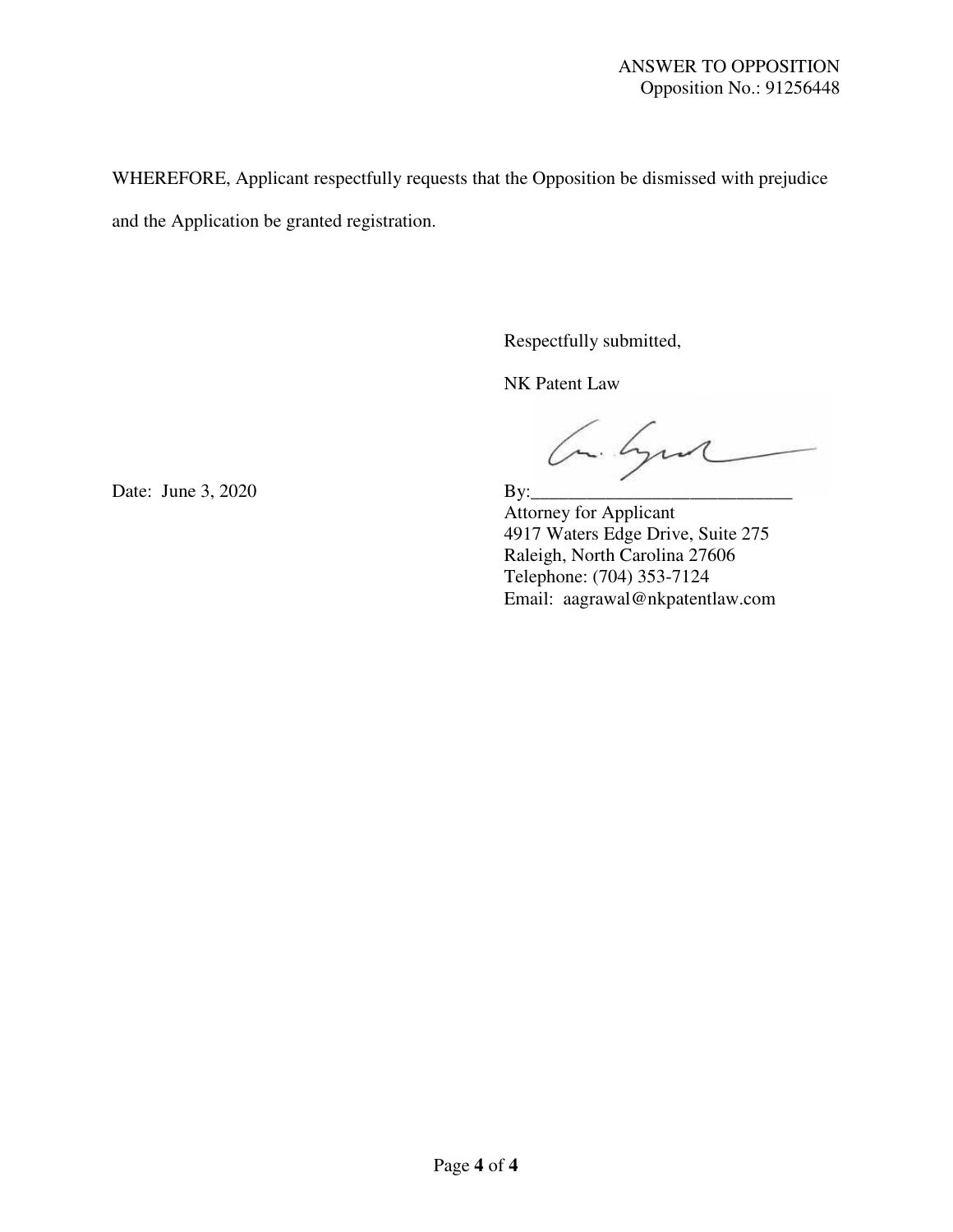WHEREFORE, Applicant respectfully requests that the Opposition be dismissed with prejudice and the Application be granted registration.

Respectfully submitted,

NK Patent Law

Date: June 3, 2020

By:____________________________

Attorney for Applicant
4917 Waters Edge Drive, Suite 275
Raleigh, North Carolina 27606
Telephone: (704) 353-7124
Email: aagrawal@nkpatentlaw.com